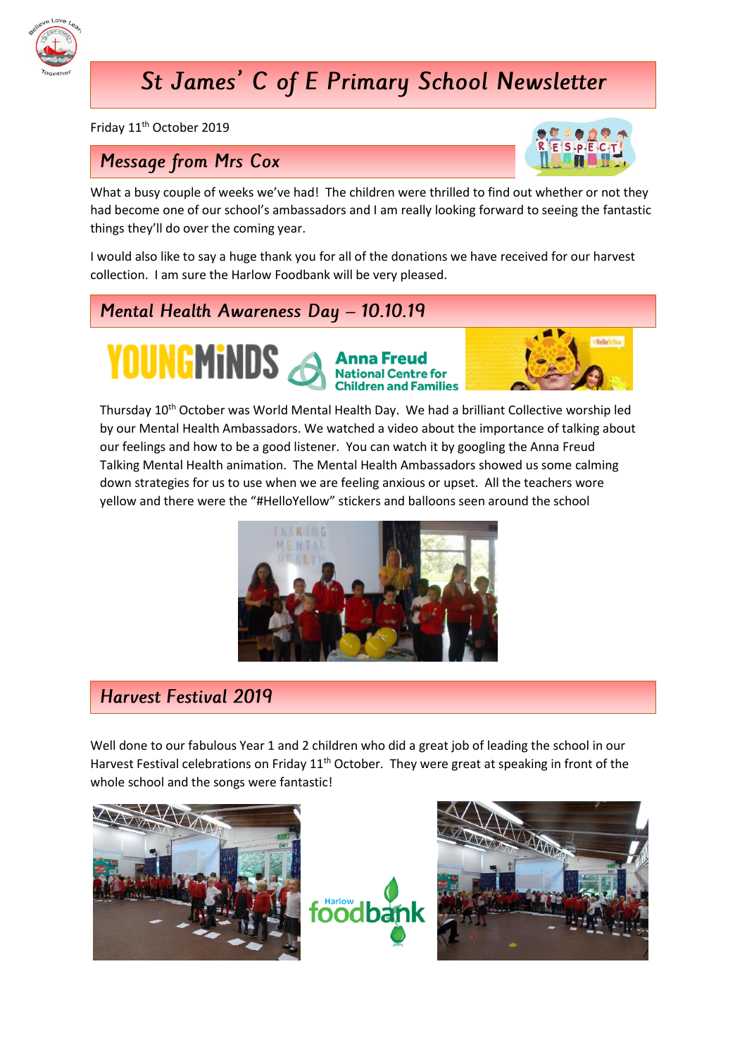# St James' C of E Primary School Newsletter

Friday 11th October 2019

## Message from Mrs Cox

What a busy couple of weeks we've had! The children were thrilled to find out whether or not they had become one of our school's ambassadors and I am really looking forward to seeing the fantastic things they'll do over the coming year.

I would also like to say a huge thank you for all of the donations we have received for our harvest collection. I am sure the Harlow Foodbank will be very pleased.

## Mental Health Awareness Day – 10.10.19

Thursday 10th October was World Mental Health Day. We had a brilliant Collective worship led by our Mental Health Ambassadors. We watched a video about the importance of talking about our feelings and how to be a good listener. You can watch it by googling the Anna Freud Talking Mental Health animation. The Mental Health Ambassadors showed us some calming down strategies for us to use when we are feeling anxious or upset. All the teachers wore yellow and there were the "#HelloYellow" stickers and balloons seen around the school

## Harvest Festival 2019

Well done to our fabulous Year 1 and 2 children who did a great job of leading the school in our Harvest Festival celebrations on Friday 11th October. They were great at speaking in front of the whole school and the songs were fantastic!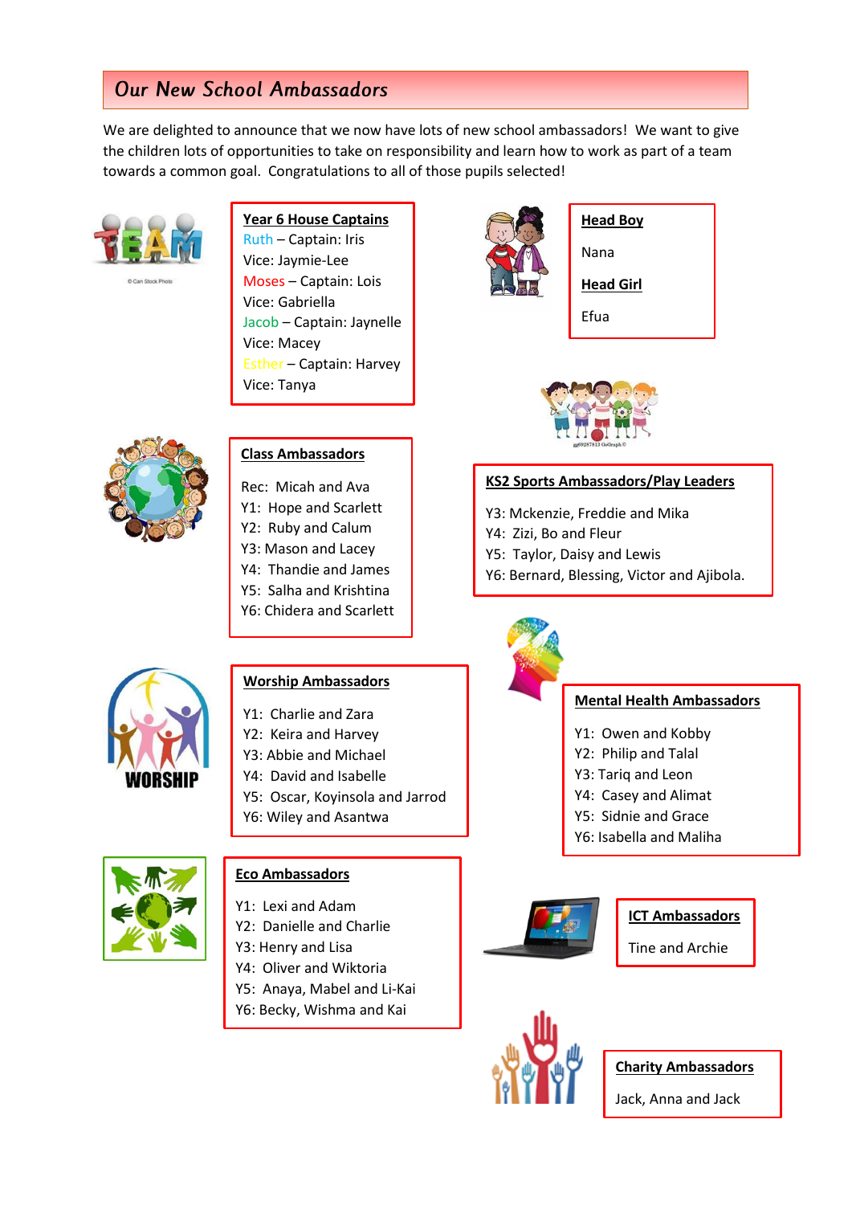## Our New School Ambassadors

We are delighted to announce that we now have lots of new school ambassadors! We want to give the children lots of opportunities to take on responsibility and learn how to work as part of a team towards a common goal. Congratulations to all of those pupils selected!

**Year 6 House Captains**

Ruth – Captain: Iris
Vice: Jaymie-Lee
Moses – Captain: Lois
Vice: Gabriella
Jacob – Captain: Jaynelle
Vice: Macey
Esther – Captain: Harvey
Vice: Tanya

**Head Boy**

Nana

**Head Girl**

Efua

**Class Ambassadors**

Rec: Micah and Ava
Y1: Hope and Scarlett
Y2: Ruby and Calum
Y3: Mason and Lacey
Y4: Thandie and James
Y5: Salha and Krishtina
Y6: Chidera and Scarlett

**KS2 Sports Ambassadors/Play Leaders**

Y3: Mckenzie, Freddie and Mika
Y4: Zizi, Bo and Fleur
Y5: Taylor, Daisy and Lewis
Y6: Bernard, Blessing, Victor and Ajibola.

**Worship Ambassadors**

Y1: Charlie and Zara
Y2: Keira and Harvey
Y3: Abbie and Michael
Y4: David and Isabelle
Y5: Oscar, Koyinsola and Jarrod
Y6: Wiley and Asantwa

**Mental Health Ambassadors**

Y1: Owen and Kobby
Y2: Philip and Talal
Y3: Tariq and Leon
Y4: Casey and Alimat
Y5: Sidnie and Grace
Y6: Isabella and Maliha

**Eco Ambassadors**

Y1: Lexi and Adam
Y2: Danielle and Charlie
Y3: Henry and Lisa
Y4: Oliver and Wiktoria
Y5: Anaya, Mabel and Li-Kai
Y6: Becky, Wishma and Kai

**ICT Ambassadors**

Tine and Archie

**Charity Ambassadors**

Jack, Anna and Jack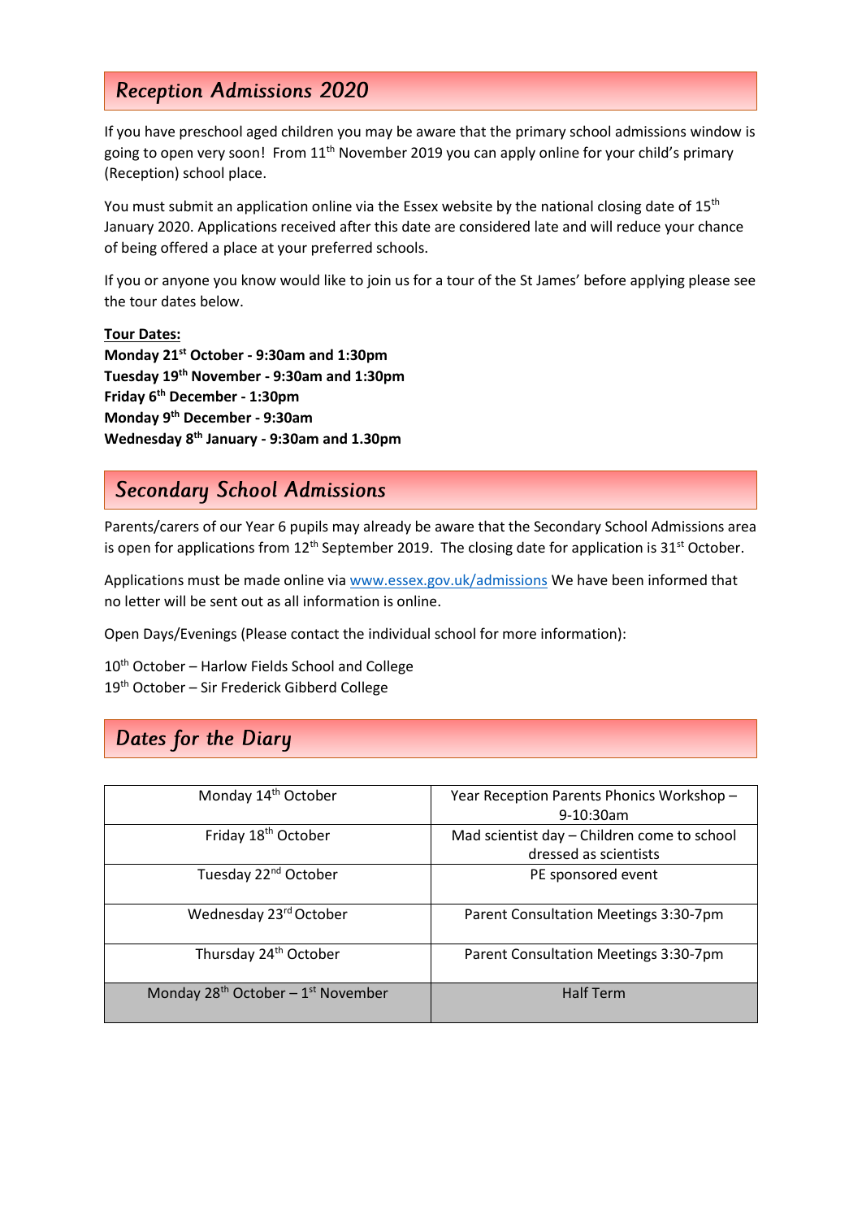## Reception Admissions 2020

If you have preschool aged children you may be aware that the primary school admissions window is going to open very soon! From 11th November 2019 you can apply online for your child's primary (Reception) school place.

You must submit an application online via the Essex website by the national closing date of 15th January 2020. Applications received after this date are considered late and will reduce your chance of being offered a place at your preferred schools.

If you or anyone you know would like to join us for a tour of the St James' before applying please see the tour dates below.

**Tour Dates:**
**Monday 21st October - 9:30am and 1:30pm**
**Tuesday 19th November - 9:30am and 1:30pm**
**Friday 6th December - 1:30pm**
**Monday 9th December - 9:30am**
**Wednesday 8th January - 9:30am and 1.30pm**

## Secondary School Admissions

Parents/carers of our Year 6 pupils may already be aware that the Secondary School Admissions area is open for applications from 12th September 2019. The closing date for application is 31st October.

Applications must be made online via www.essex.gov.uk/admissions We have been informed that no letter will be sent out as all information is online.

Open Days/Evenings (Please contact the individual school for more information):

10th October – Harlow Fields School and College
19th October – Sir Frederick Gibberd College

## Dates for the Diary

| | |
|---|---|
| Monday 14th October | Year Reception Parents Phonics Workshop – 9-10:30am |
| Friday 18th October | Mad scientist day – Children come to school dressed as scientists |
| Tuesday 22nd October | PE sponsored event |
| Wednesday 23rd October | Parent Consultation Meetings 3:30-7pm |
| Thursday 24th October | Parent Consultation Meetings 3:30-7pm |
| Monday 28th October – 1st November | Half Term |